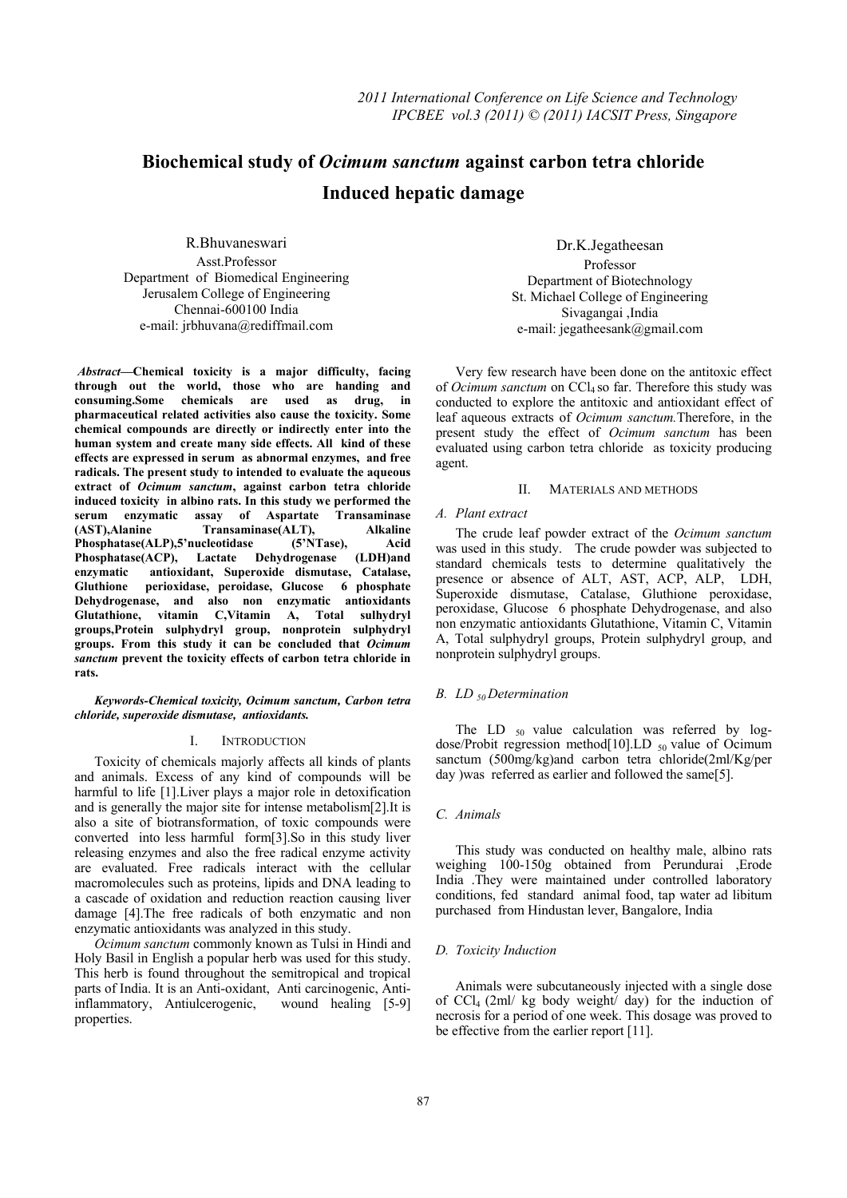# Biochemical study of *Ocimum sanctum* against carbon tetra chloride Induced hepatic damage

R.Bhuvaneswari
Asst.Professor
Department of Biomedical Engineering
Jerusalem College of Engineering
Chennai-600100 India
e-mail: jrbhuvana@rediffmail.com

Dr.K.Jegatheesan
Professor
Department of Biotechnology
St. Michael College of Engineering
Sivagangai ,India
e-mail: jegatheesank@gmail.com

***Abstract*—Chemical toxicity is a major difficulty, facing through out the world, those who are handing and consuming.Some chemicals are used as drug, in pharmaceutical related activities also cause the toxicity. Some chemical compounds are directly or indirectly enter into the human system and create many side effects. All kind of these effects are expressed in serum as abnormal enzymes, and free radicals. The present study to intended to evaluate the aqueous extract of *Ocimum sanctum*, against carbon tetra chloride induced toxicity in albino rats. In this study we performed the serum enzymatic assay of Aspartate Transaminase (AST),Alanine Transaminase(ALT), Alkaline Phosphatase(ALP),5'nucleotidase (5'NTase), Acid Phosphatase(ACP), Lactate Dehydrogenase (LDH)and enzymatic antioxidant, Superoxide dismutase, Catalase, Gluthione perioxidase, peroidase, Glucose 6 phosphate Dehydrogenase, and also non enzymatic antioxidants Glutathione, vitamin C,Vitamin A, Total sulhydryl groups,Protein sulphydryl group, nonprotein sulphydryl groups. From this study it can be concluded that *Ocimum sanctum* prevent the toxicity effects of carbon tetra chloride in rats.**

***Keywords-Chemical toxicity, Ocimum sanctum, Carbon tetra chloride, superoxide dismutase, antioxidants.***

## I. Introduction

Toxicity of chemicals majorly affects all kinds of plants and animals. Excess of any kind of compounds will be harmful to life [1].Liver plays a major role in detoxification and is generally the major site for intense metabolism[2].It is also a site of biotransformation, of toxic compounds were converted into less harmful form[3].So in this study liver releasing enzymes and also the free radical enzyme activity are evaluated. Free radicals interact with the cellular macromolecules such as proteins, lipids and DNA leading to a cascade of oxidation and reduction reaction causing liver damage [4].The free radicals of both enzymatic and non enzymatic antioxidants was analyzed in this study.

*Ocimum sanctum* commonly known as Tulsi in Hindi and Holy Basil in English a popular herb was used for this study. This herb is found throughout the semitropical and tropical parts of India. It is an Anti-oxidant, Anti carcinogenic, Anti-inflammatory, Antiulcerogenic, wound healing [5-9] properties.

Very few research have been done on the antitoxic effect of *Ocimum sanctum* on $CCl_4$ so far. Therefore this study was conducted to explore the antitoxic and antioxidant effect of leaf aqueous extracts of *Ocimum sanctum.*Therefore, in the present study the effect of *Ocimum sanctum* has been evaluated using carbon tetra chloride as toxicity producing agent.

## II. Materials and methods

### *A. Plant extract*

The crude leaf powder extract of the *Ocimum sanctum* was used in this study. The crude powder was subjected to standard chemicals tests to determine qualitatively the presence or absence of ALT, AST, ACP, ALP, LDH, Superoxide dismutase, Catalase, Gluthione peroxidase, peroxidase, Glucose 6 phosphate Dehydrogenase, and also non enzymatic antioxidants Glutathione, Vitamin C, Vitamin A, Total sulphydryl groups, Protein sulphydryl group, and nonprotein sulphydryl groups.

### *B. $LD_{50}$ Determination*

The $LD_{50}$ value calculation was referred by log-dose/Probit regression method[10].$LD_{50}$ value of Ocimum sanctum (500mg/kg)and carbon tetra chloride(2ml/Kg/per day )was referred as earlier and followed the same[5].

### *C. Animals*

This study was conducted on healthy male, albino rats weighing 100-150g obtained from Perundurai ,Erode India .They were maintained under controlled laboratory conditions, fed standard animal food, tap water ad libitum purchased from Hindustan lever, Bangalore, India

### *D. Toxicity Induction*

Animals were subcutaneously injected with a single dose of $CCl_4$ (2ml/ kg body weight/ day) for the induction of necrosis for a period of one week. This dosage was proved to be effective from the earlier report [11].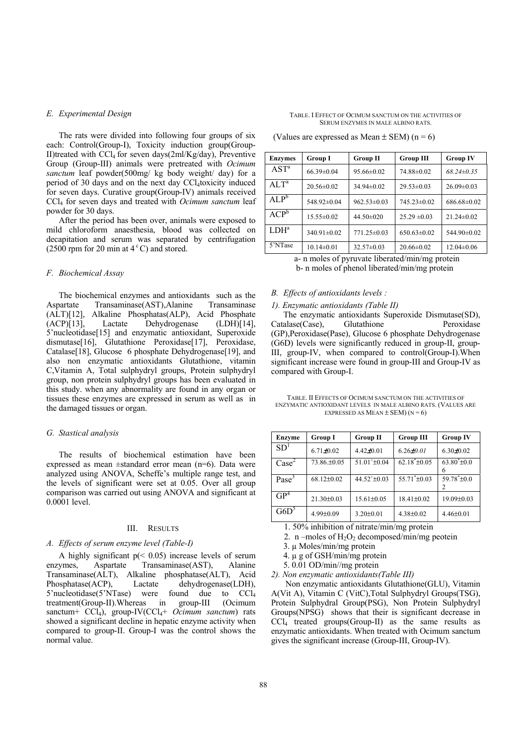### E. Experimental Design

The rats were divided into following four groups of six each: Control(Group-I), Toxicity induction group(Group-II)treated with $CCl_4$ for seven days(2ml/Kg/day), Preventive Group (Group-III) animals were pretreated with *Ocimum sanctum* leaf powder(500mg/ kg body weight/ day) for a period of 30 days and on the next day $CCl_4$toxicity induced for seven days. Curative group(Group-IV) animals received $CCl_4$ for seven days and treated with *Ocimum sanctum* leaf powder for 30 days.

After the period has been over, animals were exposed to mild chloroform anaesthesia, blood was collected on decapitation and serum was separated by centrifugation (2500 rpm for 20 min at $4^{c}$C) and stored.

### F. Biochemical Assay

The biochemical enzymes and antioxidants such as the Aspartate Transaminase(AST),Alanine Transaminase (ALT)[12], Alkaline Phosphatas(ALP), Acid Phosphate (ACP)[13], Lactate Dehydrogenase (LDH)[14], 5'nucleotidase[15] and enzymatic antioxidant, Superoxide dismutase[16], Glutathione Peroxidase[17], Peroxidase, Catalase[18], Glucose 6 phosphate Dehydrogenase[19], and also non enzymatic antioxidants Glutathione, vitamin C,Vitamin A, Total sulphydryl groups, Protein sulphydryl group, non protein sulphydryl groups has been evaluated in this study. when any abnormality are found in any organ or tissues these enzymes are expressed in serum as well as in the damaged tissues or organ.

### G. Stastical analysis

The results of biochemical estimation have been expressed as mean ±standard error mean (n=6). Data were analyzed using ANOVA, Scheffe's multiple range test, and the levels of significant were set at 0.05. Over all group comparison was carried out using ANOVA and significant at 0.0001 level.

## III. Results

### A. Effects of serum enzyme level (Table-I)

A highly significant $p(< 0.05)$ increase levels of serum enzymes, Aspartate Transaminase(AST), Alanine Transaminase(ALT), Alkaline phosphatase(ALT), Acid Phosphatase(ACP), Lactate dehydrogenase(LDH), 5'nucleotidase(5'NTase) were found due to $CCl_4$ treatment(Group-II).Whereas in group-III (Ocimum sanctum+ $CCl_4$), group-IV($CCl_4$+ *Ocimum sanctum*) rats showed a significant decline in hepatic enzyme activity when compared to group-II. Group-I was the control shows the normal value.

TABLE. I EFFECT OF OCIMUM SANCTUM ON THE ACTIVITIES OF SERUM ENZYMES IN MALE ALBINO RATS.

(Values are expressed as Mean ± SEM) (n = 6)

| Enzymes | Group I | Group II | Group III | Group IV |
|---|---|---|---|---|
| AST[a] | 66.39±0.04 | 95.66±0.02 | 74.88±0.02 | *68.24±0.35* |
| ALT[a] | 20.56±0.02 | 34.94±0.02 | 29.53±0.03 | 26.09±0.03 |
| ALP[b] | 548.92±0.04 | 962.53±0.03 | 745.23±0.02 | 686.68±0.02 |
| ACP[b] | 15.55±0.02 | 44.50±020 | 25.29 ±0.03 | 21.24±0.02 |
| LDH[a] | 340.91±0.02 | 771.25±0.03 | 650.63±0.02 | 544.90±0.02 |
| 5'NTase | 10.14±0.01 | 32.57±0.03 | 20.66±0.02 | 12.04±0.06 |

a- n moles of pyruvate liberated/min/mg protein
b- n moles of phenol liberated/min/mg protein

### B. Effects of antioxidants levels :

*1). Enzymatic antioxidants (Table II)*

The enzymatic antioxidants Superoxide Dismutase(SD), Catalase(Case), Glutathione Peroxidase (GP),Peroxidase(Pase), Glucose 6 phosphate Dehydrogenase (G6D) levels were significantly reduced in group-II, group-III, group-IV, when compared to control(Group-I).When significant increase were found in group-III and Group-IV as compared with Group-I.

TABLE. II EFFECTS OF OCIMUM SANCTUM ON THE ACTIVITIES OF ENZYMATIC ANTIOXIDANT LEVELS IN MALE ALBINO RATS. (VALUES ARE EXPRESSED AS MEAN ± SEM) (N = 6)

| Enzyme | Group I | Group II | Group III | Group IV |
|---|---|---|---|---|
| SD[1] | 6.71±0.02 | 4.42±0.01 | 6.26±*0.01* | 6.30±0.02 |
| Case[2] | 73.86.±0.05 | 51.01*±0.04 | 62.18*±0.05 | 63.80*±0.06 |
| Pase[3] | 68.12±0.02 | 44.52*±0.03 | 55.71*±0.03 | 59.78*±0.02 |
| GP[4] | 21.30±0.03 | 15.61±0.05 | 18.41±0.02 | 19.09±0.03 |
| G6D[5] | 4.99±0.09 | 3.20±0.01 | 4.38±0.02 | 4.46±0.01 |

1. 50% inhibition of nitrate/min/mg protein
2. n –moles of $H_2O_2$ decomposed/min/mg peotein
3. µ Moles/min/mg protein
4. µ g of GSH/min/mg protein
5. 0.01 OD/min//mg protein

*2). Non enzymatic antioxidants(Table III)*

Non enzymatic antioxidants Glutathione(GLU), Vitamin A(Vit A), Vitamin C (VitC),Total Sulphydryl Groups(TSG), Protein Sulphydral Group(PSG), Non Protein Sulphydryl Groups(NPSG) shows that their is significant decrease in $CCl_4$ treated groups(Group-II) as the same results as enzymatic antioxidants. When treated with Ocimum sanctum gives the significant increase (Group-III, Group-IV).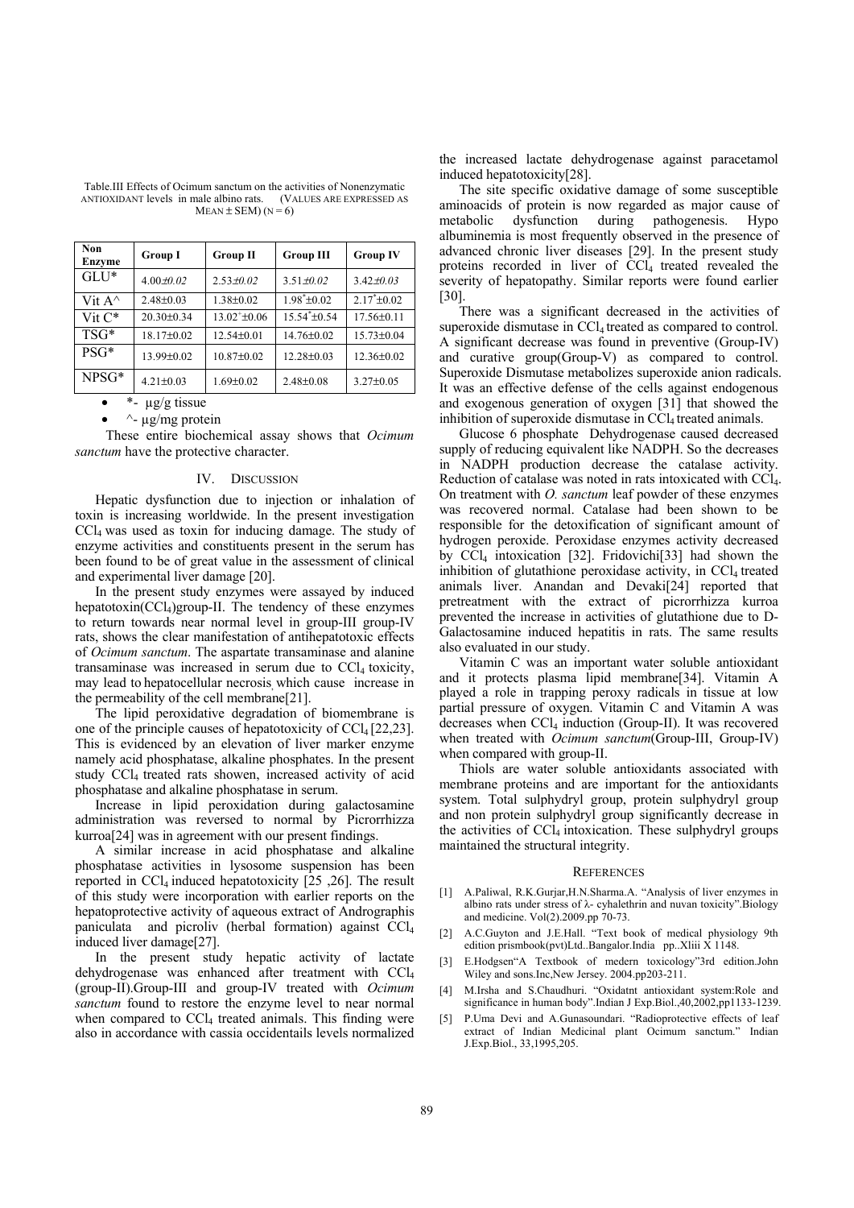Table.III Effects of Ocimum sanctum on the activities of Nonenzymatic ANTIOXIDANT levels in male albino rats. (VALUES ARE EXPRESSED AS MEAN ± SEM) (N = 6)

| Non Enzyme | Group I | Group II | Group III | Group IV |
|---|---|---|---|---|
| GLU* | 4.00±0.02 | 2.53±0.02 | 3.51±0.02 | 3.42±0.03 |
| Vit A^ | 2.48±0.03 | 1.38±0.02 | 1.98*±0.02 | 2.17*±0.02 |
| Vit C* | 20.30±0.34 | 13.02*±0.06 | 15.54*±0.54 | 17.56±0.11 |
| TSG* | 18.17±0.02 | 12.54±0.01 | 14.76±0.02 | 15.73±0.04 |
| PSG* | 13.99±0.02 | 10.87±0.02 | 12.28±0.03 | 12.36±0.02 |
| NPSG* | 4.21±0.03 | 1.69±0.02 | 2.48±0.08 | 3.27±0.05 |

- *- µg/g tissue
- ^- µg/mg protein

These entire biochemical assay shows that *Ocimum sanctum* have the protective character.

## IV. Discussion

Hepatic dysfunction due to injection or inhalation of toxin is increasing worldwide. In the present investigation $CCl_4$ was used as toxin for inducing damage. The study of enzyme activities and constituents present in the serum has been found to be of great value in the assessment of clinical and experimental liver damage [20].

In the present study enzymes were assayed by induced hepatotoxin($CCl_4$)group-II. The tendency of these enzymes to return towards near normal level in group-III group-IV rats, shows the clear manifestation of antihepatotoxic effects of *Ocimum sanctum*. The aspartate transaminase and alanine transaminase was increased in serum due to $CCl_4$ toxicity, may lead to hepatocellular necrosis, which cause increase in the permeability of the cell membrane[21].

The lipid peroxidative degradation of biomembrane is one of the principle causes of hepatotoxicity of $CCl_4$ [22,23]. This is evidenced by an elevation of liver marker enzyme namely acid phosphatase, alkaline phosphates. In the present study $CCl_4$ treated rats showen, increased activity of acid phosphatase and alkaline phosphatase in serum.

Increase in lipid peroxidation during galactosamine administration was reversed to normal by Picrorrhizza kurroa[24] was in agreement with our present findings.

A similar increase in acid phosphatase and alkaline phosphatase activities in lysosome suspension has been reported in $CCl_4$ induced hepatotoxicity [25 ,26]. The result of this study were incorporation with earlier reports on the hepatoprotective activity of aqueous extract of Andrographis paniculata and picroliv (herbal formation) against $CCl_4$ induced liver damage[27].

In the present study hepatic activity of lactate dehydrogenase was enhanced after treatment with $CCl_4$ (group-II).Group-III and group-IV treated with *Ocimum sanctum* found to restore the enzyme level to near normal when compared to $CCl_4$ treated animals. This finding were also in accordance with cassia occidentails levels normalized the increased lactate dehydrogenase against paracetamol induced hepatotoxicity[28].

The site specific oxidative damage of some susceptible aminoacids of protein is now regarded as major cause of metabolic dysfunction during pathogenesis. Hypo albuminemia is most frequently observed in the presence of advanced chronic liver diseases [29]. In the present study proteins recorded in liver of $CCl_4$ treated revealed the severity of hepatopathy. Similar reports were found earlier [30].

There was a significant decreased in the activities of superoxide dismutase in $CCl_4$ treated as compared to control. A significant decrease was found in preventive (Group-IV) and curative group(Group-V) as compared to control. Superoxide Dismutase metabolizes superoxide anion radicals. It was an effective defense of the cells against endogenous and exogenous generation of oxygen [31] that showed the inhibition of superoxide dismutase in $CCl_4$ treated animals.

Glucose 6 phosphate Dehydrogenase caused decreased supply of reducing equivalent like NADPH. So the decreases in NADPH production decrease the catalase activity. Reduction of catalase was noted in rats intoxicated with $CCl_4$. On treatment with *O. sanctum* leaf powder of these enzymes was recovered normal. Catalase had been shown to be responsible for the detoxification of significant amount of hydrogen peroxide. Peroxidase enzymes activity decreased by $CCl_4$ intoxication [32]. Fridovichi[33] had shown the inhibition of glutathione peroxidase activity, in $CCl_4$ treated animals liver. Anandan and Devaki[24] reported that pretreatment with the extract of picrorrhizza kurroa prevented the increase in activities of glutathione due to D-Galactosamine induced hepatitis in rats. The same results also evaluated in our study.

Vitamin C was an important water soluble antioxidant and it protects plasma lipid membrane[34]. Vitamin A played a role in trapping peroxy radicals in tissue at low partial pressure of oxygen. Vitamin C and Vitamin A was decreases when $CCl_4$ induction (Group-II). It was recovered when treated with *Ocimum sanctum*(Group-III, Group-IV) when compared with group-II.

Thiols are water soluble antioxidants associated with membrane proteins and are important for the antioxidants system. Total sulphydryl group, protein sulphydryl group and non protein sulphydryl group significantly decrease in the activities of $CCl_4$ intoxication. These sulphydryl groups maintained the structural integrity.

## References

[1] A.Paliwal, R.K.Gurjar,H.N.Sharma.A. "Analysis of liver enzymes in albino rats under stress of λ- cyhalethrin and nuvan toxicity".Biology and medicine. Vol(2).2009.pp 70-73.

[2] A.C.Guyton and J.E.Hall. "Text book of medical physiology 9th edition prismbook(pvt)Ltd..Bangalor.India pp..Xliii X 1148.

[3] E.Hodgsen"A Textbook of medern toxicology"3rd edition.John Wiley and sons.Inc,New Jersey. 2004.pp203-211.

[4] M.Irsha and S.Chaudhuri. "Oxidatnt antioxidant system:Role and significance in human body".Indian J Exp.Biol.,40,2002,pp1133-1239.

[5] P.Uma Devi and A.Gunasoundari. "Radioprotective effects of leaf extract of Indian Medicinal plant Ocimum sanctum." Indian J.Exp.Biol., 33,1995,205.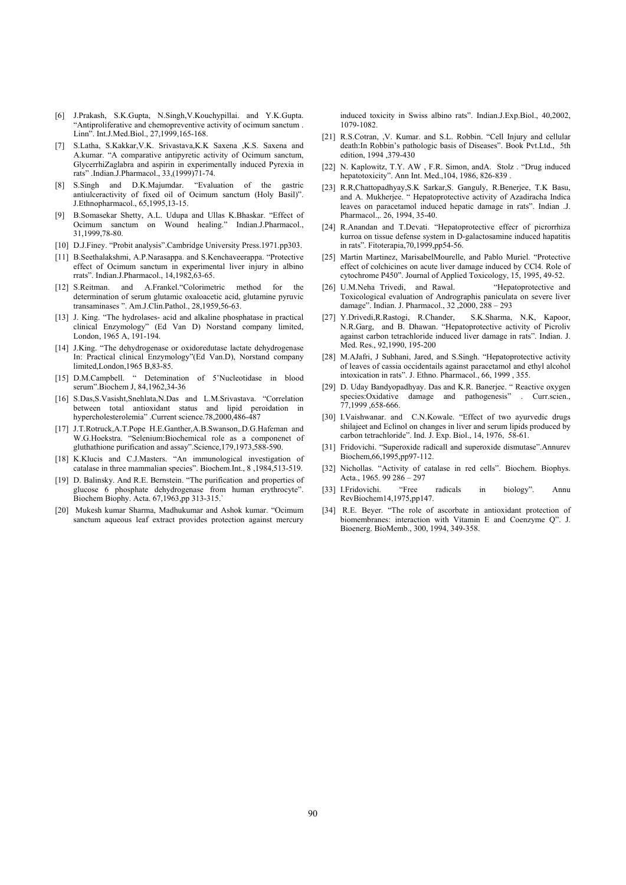[6] J.Prakash, S.K.Gupta, N.Singh,V.Kouchypillai. and Y.K.Gupta. "Antiproliferative and chemopreventive activity of ocimum sanctum . Linn". Int.J.Med.Biol., 27,1999,165-168.

[7] S.Latha, S.Kakkar,V.K. Srivastava,K.K Saxena ,K.S. Saxena and A.kumar. "A comparative antipyretic activity of Ocimum sanctum, GlycerrhiZaglabra and aspirin in experimentally induced Pyrexia in rats" .Indian.J.Pharmacol., 33,(1999)71-74.

[8] S.Singh and D.K.Majumdar. "Evaluation of the gastric antiulceractivity of fixed oil of Ocimum sanctum (Holy Basil)". J.Ethnopharmacol., 65,1995,13-15.

[9] B.Somasekar Shetty, A.L. Udupa and Ullas K.Bhaskar. "Effect of Ocimum sanctum on Wound healing." Indian.J.Pharmacol., 31,1999,78-80.

[10] D.J.Finey. "Probit analysis".Cambridge University Press.1971.pp303.

[11] B.Seethalakshmi, A.P.Narasappa. and S.Kenchaveerappa. "Protective effect of Ocimum sanctum in experimental liver injury in albino rrats". Indian.J.Pharmacol., 14,1982,63-65.

[12] S.Reitman. and A.Frankel."Colorimetric method for the determination of serum glutamic oxaloacetic acid, glutamine pyruvic transaminases ". Am.J.Clin.Pathol., 28,1959,56-63.

[13] J. King. "The hydrolases- acid and alkaline phosphatase in practical clinical Enzymology" (Ed Van D) Norstand company limited, London, 1965 A, 191-194.

[14] J.King. "The dehydrogenase or oxidoredutase lactate dehydrogenase In: Practical clinical Enzymology"(Ed Van.D), Norstand company limited,London,1965 B,83-85.

[15] D.M.Campbell. " Detemination of 5'Nucleotidase in blood serum".Biochem J, 84,1962,34-36

[16] S.Das,S.Vasisht,Snehlata,N.Das and L.M.Srivastava. "Correlation between total antioxidant status and lipid peroidation in hypercholesterolemia" .Current science.78,2000,486-487

[17] J.T.Rotruck,A.T.Pope H.E.Ganther,A.B.Swanson,.D.G.Hafeman and W.G.Hoekstra. "Selenium:Biochemical role as a componenet of gluthathione purification and assay".Science,179,1973,588-590.

[18] K.Klucis and C.J.Masters. "An immunological investigation of catalase in three mammalian species". Biochem.Int., 8 ,1984,513-519.

[19] D. Balinsky. And R.E. Bernstein. "The purification and properties of glucose 6 phosphate dehydrogenase from human erythrocyte". Biochem Biophy. Acta. 67,1963,pp 313-315.`

[20] Mukesh kumar Sharma, Madhukumar and Ashok kumar. "Ocimum sanctum aqueous leaf extract provides protection against mercury induced toxicity in Swiss albino rats". Indian.J.Exp.Biol., 40,2002, 1079-1082.

[21] R.S.Cotran, ,V. Kumar. and S.L. Robbin. "Cell Injury and cellular death:In Robbin's pathologic basis of Diseases". Book Pvt.Ltd., 5th edition, 1994 ,379-430

[22] N. Kaplowitz, T.Y. AW , F.R. Simon, andA. Stolz . "Drug induced hepatotoxicity". Ann Int. Med.,104, 1986, 826-839 .

[23] R.R,Chattopadhyay,S.K Sarkar,S. Ganguly, R.Benerjee, T.K Basu, and A. Mukherjee. " Hepatoprotective activity of Azadiracha Indica leaves on paracetamol induced hepatic damage in rats". Indian .J. Pharmacol.,. 26, 1994, 35-40.

[24] R.Anandan and T.Devati. "Hepatoprotective effecr of picrorrhiza kurroa on tissue defense system in D-galactosamine induced hapatitis in rats". Fitoterapia,70,1999,pp54-56.

[25] Martin Martinez, MarisabelMourelle, and Pablo Muriel. "Protective effect of colchicines on acute liver damage induced by CCl4. Role of cytochrome P450". Journal of Applied Toxicology, 15, 1995, 49-52.

[26] U.M.Neha Trivedi, and Rawal. "Hepatoprotective and Toxicological evaluation of Andrographis paniculata on severe liver damage". Indian. J. Pharmacol., 32 ,2000, 288 – 293

[27] Y.Drivedi,R.Rastogi, R.Chander, S.K.Sharma, N.K, Kapoor, N.R.Garg, and B. Dhawan. "Hepatoprotective activity of Picroliv against carbon tetrachloride induced liver damage in rats". Indian. J. Med. Res., 92,1990, 195-200

[28] M.AJafri, J Subhani, Jared, and S.Singh. "Hepatoprotective activity of leaves of cassia occidentails against paracetamol and ethyl alcohol intoxication in rats". J. Ethno. Pharmacol., 66, 1999 , 355.

[29] D. Uday Bandyopadhyay. Das and K.R. Banerjee. " Reactive oxygen species:Oxidative damage and pathogenesis" . Curr.scien., 77,1999 ,658-666.

[30] I.Vaishwanar. and C.N.Kowale. "Effect of two ayurvedic drugs shilajeet and Eclinol on changes in liver and serum lipids produced by carbon tetrachloride". Ind. J. Exp. Biol., 14, 1976, 58-61.

[31] Fridovichi. "Superoxide radicall and superoxide dismutase".Annurev Biochem,66,1995,pp97-112.

[32] Nichollas. "Activity of catalase in red cells". Biochem. Biophys. Acta., 1965. 99 286 – 297

[33] I.Fridovichi. "Free radicals in biology". Annu RevBiochem14,1975,pp147.

[34] R.E. Beyer. "The role of ascorbate in antioxidant protection of biomembranes: interaction with Vitamin E and Coenzyme Q". J. Bioenerg. BioMemb., 300, 1994, 349-358.